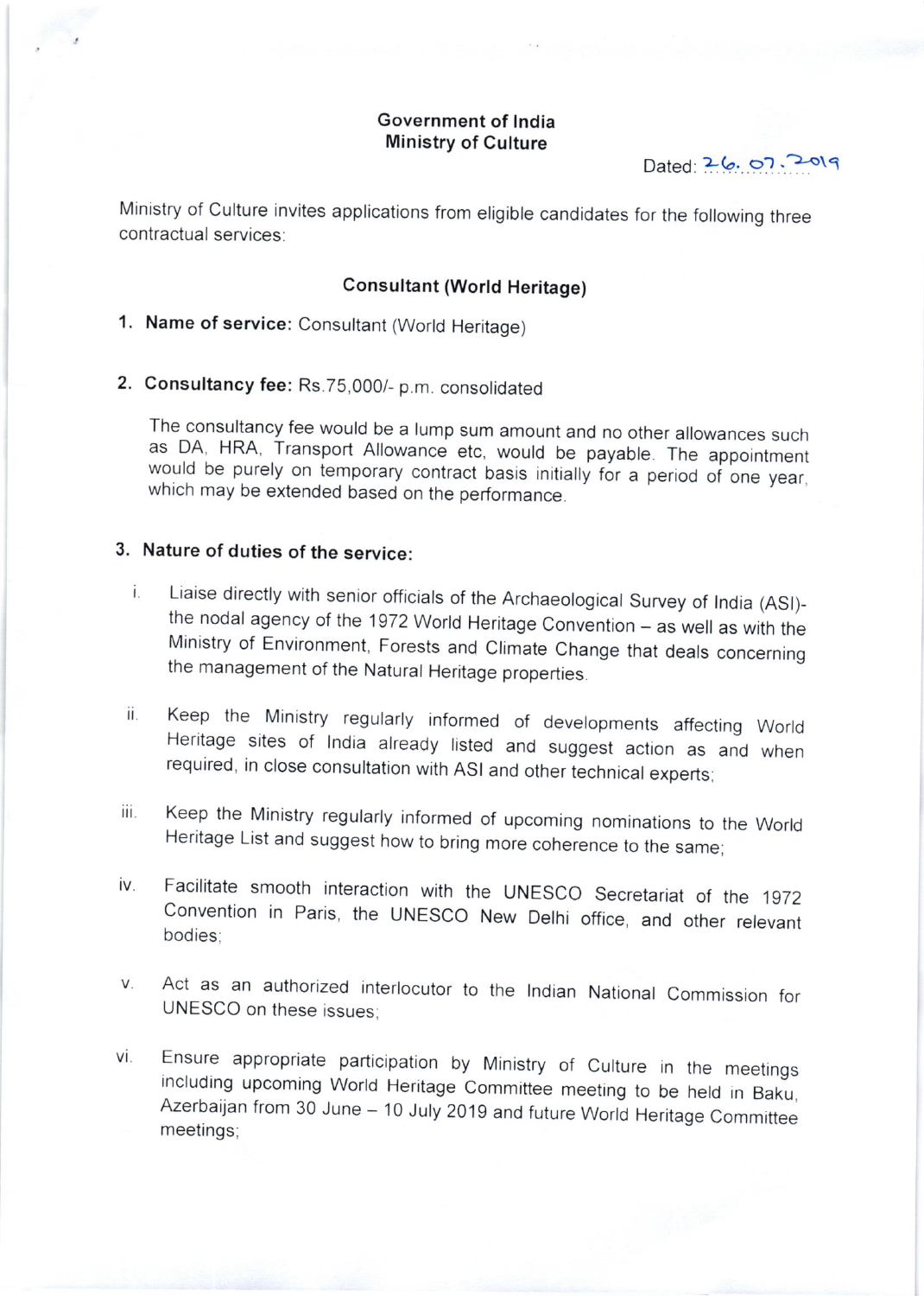**Government of India**
**Ministry of Culture**

Dated: 26.07.2019

Ministry of Culture invites applications from eligible candidates for the following three contractual services:

## Consultant (World Heritage)

1. **Name of service:** Consultant (World Heritage)

2. **Consultancy fee:** Rs.75,000/- p.m. consolidated

   The consultancy fee would be a lump sum amount and no other allowances such as DA, HRA, Transport Allowance etc, would be payable. The appointment would be purely on temporary contract basis initially for a period of one year, which may be extended based on the performance.

3. **Nature of duties of the service:**

   i. Liaise directly with senior officials of the Archaeological Survey of India (ASI)- the nodal agency of the 1972 World Heritage Convention – as well as with the Ministry of Environment, Forests and Climate Change that deals concerning the management of the Natural Heritage properties.

   ii. Keep the Ministry regularly informed of developments affecting World Heritage sites of India already listed and suggest action as and when required, in close consultation with ASI and other technical experts;

   iii. Keep the Ministry regularly informed of upcoming nominations to the World Heritage List and suggest how to bring more coherence to the same;

   iv. Facilitate smooth interaction with the UNESCO Secretariat of the 1972 Convention in Paris, the UNESCO New Delhi office, and other relevant bodies;

   v. Act as an authorized interlocutor to the Indian National Commission for UNESCO on these issues;

   vi. Ensure appropriate participation by Ministry of Culture in the meetings including upcoming World Heritage Committee meeting to be held in Baku, Azerbaijan from 30 June – 10 July 2019 and future World Heritage Committee meetings;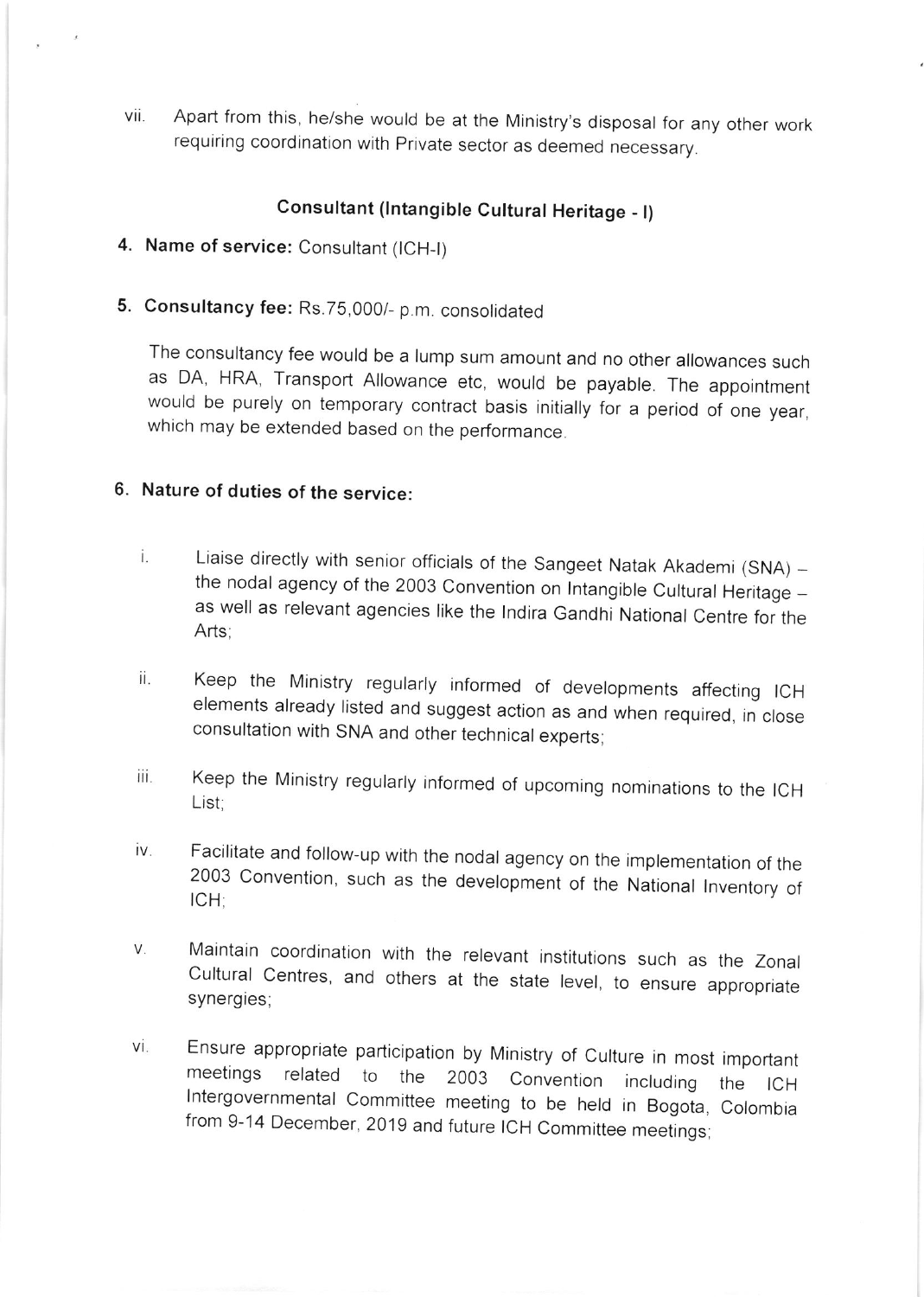vii. Apart from this, he/she would be at the Ministry's disposal for any other work requiring coordination with Private sector as deemed necessary.

## Consultant (Intangible Cultural Heritage - I)

4. **Name of service:** Consultant (ICH-I)

5. **Consultancy fee:** Rs.75,000/- p.m. consolidated

   The consultancy fee would be a lump sum amount and no other allowances such as DA, HRA, Transport Allowance etc, would be payable. The appointment would be purely on temporary contract basis initially for a period of one year, which may be extended based on the performance.

6. **Nature of duties of the service:**

   i. Liaise directly with senior officials of the Sangeet Natak Akademi (SNA) – the nodal agency of the 2003 Convention on Intangible Cultural Heritage – as well as relevant agencies like the Indira Gandhi National Centre for the Arts;

   ii. Keep the Ministry regularly informed of developments affecting ICH elements already listed and suggest action as and when required, in close consultation with SNA and other technical experts;

   iii. Keep the Ministry regularly informed of upcoming nominations to the ICH List;

   iv. Facilitate and follow-up with the nodal agency on the implementation of the 2003 Convention, such as the development of the National Inventory of ICH;

   v. Maintain coordination with the relevant institutions such as the Zonal Cultural Centres, and others at the state level, to ensure appropriate synergies;

   vi. Ensure appropriate participation by Ministry of Culture in most important meetings related to the 2003 Convention including the ICH Intergovernmental Committee meeting to be held in Bogota, Colombia from 9-14 December, 2019 and future ICH Committee meetings;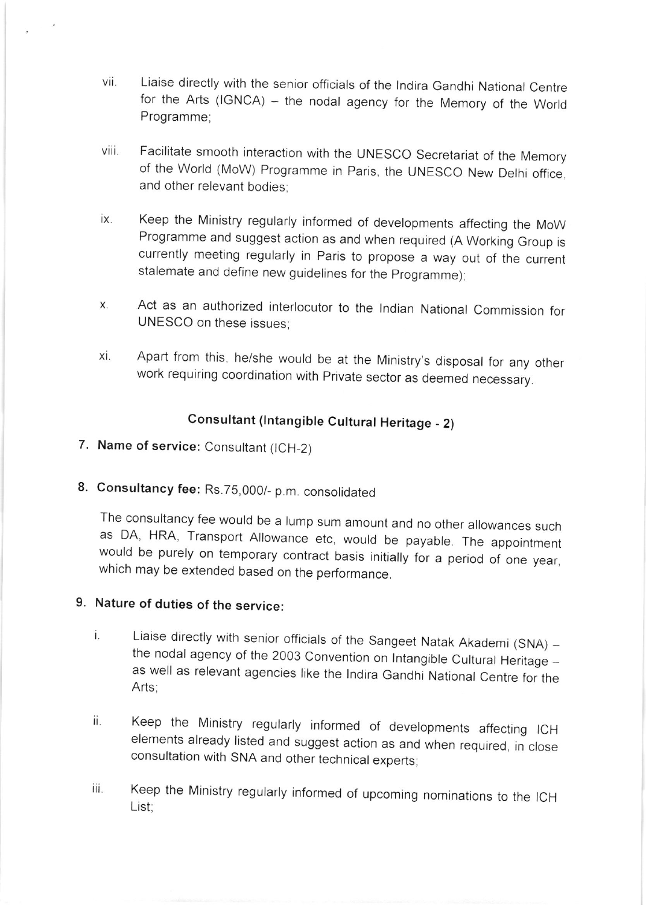vii. Liaise directly with the senior officials of the Indira Gandhi National Centre for the Arts (IGNCA) – the nodal agency for the Memory of the World Programme;

viii. Facilitate smooth interaction with the UNESCO Secretariat of the Memory of the World (MoW) Programme in Paris, the UNESCO New Delhi office, and other relevant bodies;

ix. Keep the Ministry regularly informed of developments affecting the MoW Programme and suggest action as and when required (A Working Group is currently meeting regularly in Paris to propose a way out of the current stalemate and define new guidelines for the Programme);

x. Act as an authorized interlocutor to the Indian National Commission for UNESCO on these issues;

xi. Apart from this, he/she would be at the Ministry's disposal for any other work requiring coordination with Private sector as deemed necessary.

## Consultant (Intangible Cultural Heritage - 2)

7. **Name of service:** Consultant (ICH-2)

8. **Consultancy fee:** Rs.75,000/- p.m. consolidated

   The consultancy fee would be a lump sum amount and no other allowances such as DA, HRA, Transport Allowance etc, would be payable. The appointment would be purely on temporary contract basis initially for a period of one year, which may be extended based on the performance.

9. **Nature of duties of the service:**

   i. Liaise directly with senior officials of the Sangeet Natak Akademi (SNA) – the nodal agency of the 2003 Convention on Intangible Cultural Heritage – as well as relevant agencies like the Indira Gandhi National Centre for the Arts;

   ii. Keep the Ministry regularly informed of developments affecting ICH elements already listed and suggest action as and when required, in close consultation with SNA and other technical experts;

   iii. Keep the Ministry regularly informed of upcoming nominations to the ICH List;